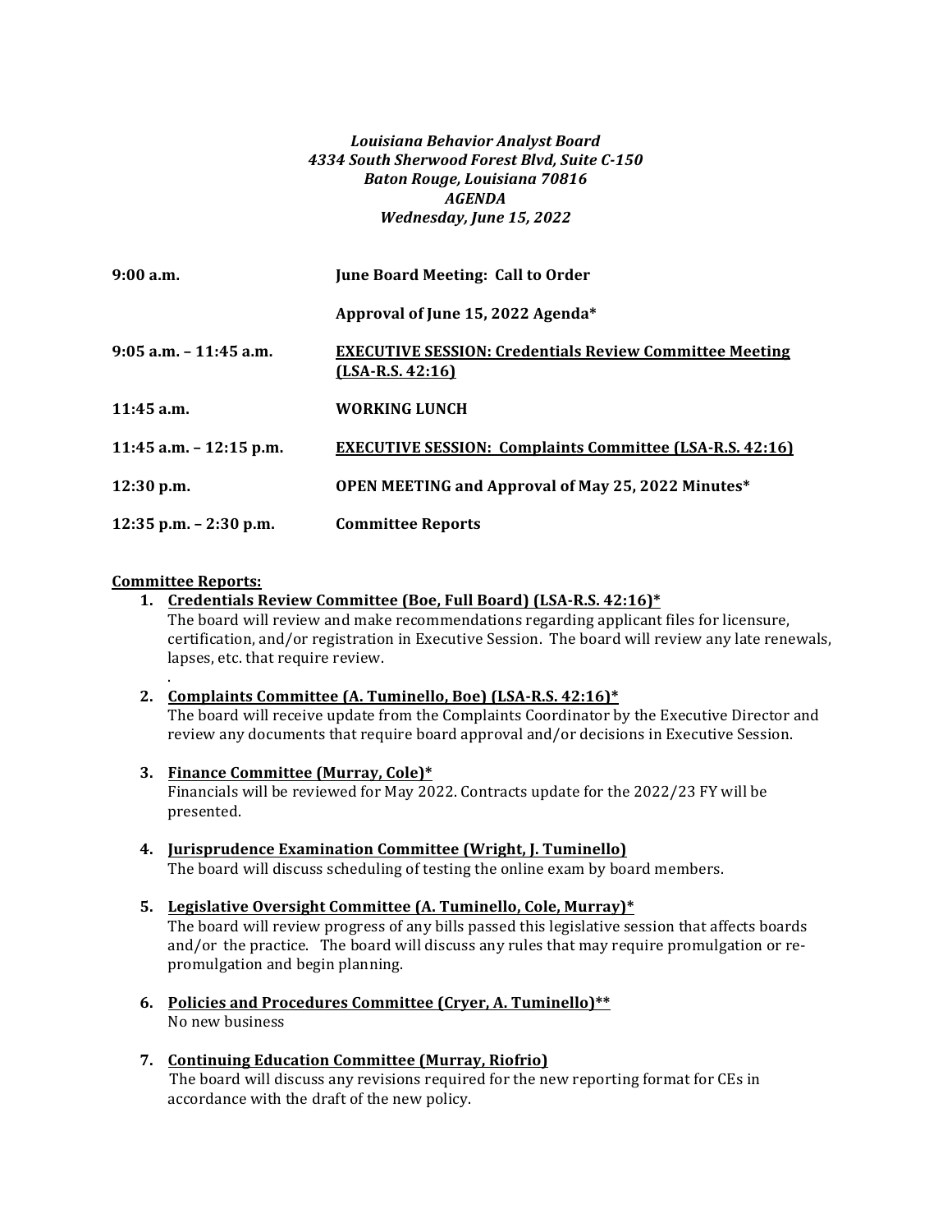*Louisiana Behavior Analyst Board*
*4334 South Sherwood Forest Blvd, Suite C-150*
*Baton Rouge, Louisiana 70816*
*AGENDA*
*Wednesday, June 15, 2022*

| | |
|---|---|
| **9:00 a.m.** | **June Board Meeting: Call to Order** |
| | **Approval of June 15, 2022 Agenda*** |
| **9:05 a.m. – 11:45 a.m.** | **<u>EXECUTIVE SESSION: Credentials Review Committee Meeting (LSA-R.S. 42:16)</u>** |
| **11:45 a.m.** | **WORKING LUNCH** |
| **11:45 a.m. – 12:15 p.m.** | **<u>EXECUTIVE SESSION: Complaints Committee (LSA-R.S. 42:16)</u>** |
| **12:30 p.m.** | **OPEN MEETING and Approval of May 25, 2022 Minutes*** |
| **12:35 p.m. – 2:30 p.m.** | **Committee Reports** |

**<u>Committee Reports:</u>**

1. **<u>Credentials Review Committee (Boe, Full Board) (LSA-R.S. 42:16)*</u>**
   The board will review and make recommendations regarding applicant files for licensure, certification, and/or registration in Executive Session. The board will review any late renewals, lapses, etc. that require review.
   .
2. **<u>Complaints Committee (A. Tuminello, Boe) (LSA-R.S. 42:16)*</u>**
   The board will receive update from the Complaints Coordinator by the Executive Director and review any documents that require board approval and/or decisions in Executive Session.
3. **<u>Finance Committee (Murray, Cole)*</u>**
   Financials will be reviewed for May 2022. Contracts update for the 2022/23 FY will be presented.
4. **<u>Jurisprudence Examination Committee (Wright, J. Tuminello)</u>**
   The board will discuss scheduling of testing the online exam by board members.
5. **<u>Legislative Oversight Committee (A. Tuminello, Cole, Murray)*</u>**
   The board will review progress of any bills passed this legislative session that affects boards and/or the practice. The board will discuss any rules that may require promulgation or re-promulgation and begin planning.
6. **<u>Policies and Procedures Committee (Cryer, A. Tuminello)**</u>**
   No new business
7. **<u>Continuing Education Committee (Murray, Riofrio)</u>**
   The board will discuss any revisions required for the new reporting format for CEs in accordance with the draft of the new policy.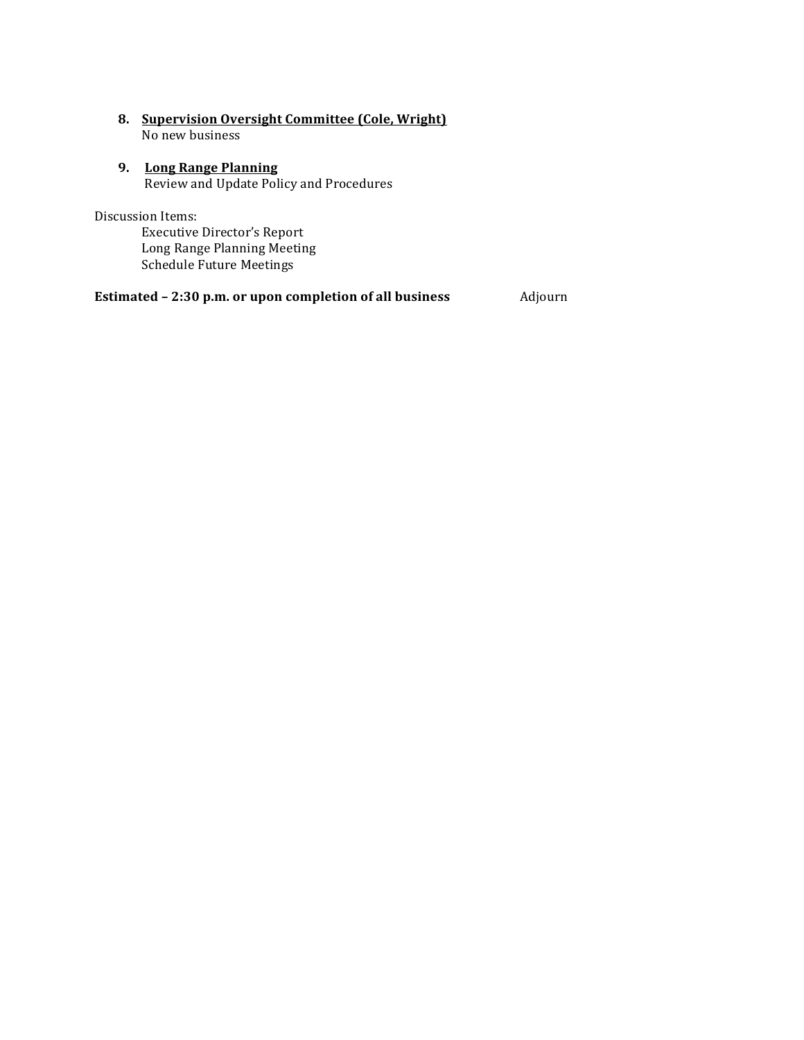8. **<u>Supervision Oversight Committee (Cole, Wright)</u>**
   No new business

9. **<u>Long Range Planning</u>**
   Review and Update Policy and Procedures

Discussion Items:
- Executive Director's Report
- Long Range Planning Meeting
- Schedule Future Meetings

**Estimated – 2:30 p.m. or upon completion of all business** Adjourn